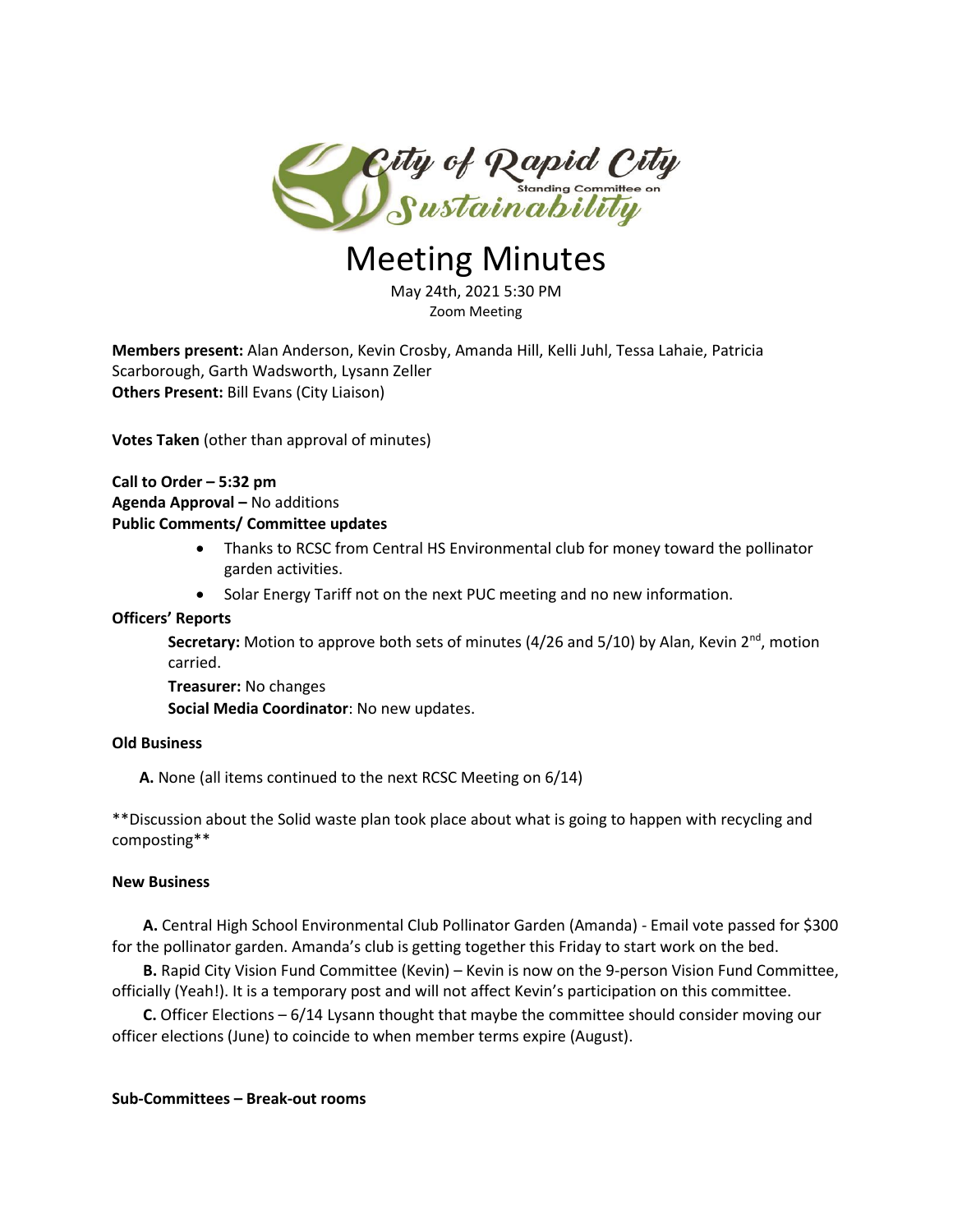City of Rapid City Standing Committee on Sustainability

# Meeting Minutes

May 24th, 2021 5:30 PM
Zoom Meeting

**Members present:** Alan Anderson, Kevin Crosby, Amanda Hill, Kelli Juhl, Tessa Lahaie, Patricia Scarborough, Garth Wadsworth, Lysann Zeller
**Others Present:** Bill Evans (City Liaison)

**Votes Taken** (other than approval of minutes)

**Call to Order – 5:32 pm**
**Agenda Approval –** No additions
**Public Comments/ Committee updates**

- Thanks to RCSC from Central HS Environmental club for money toward the pollinator garden activities.
- Solar Energy Tariff not on the next PUC meeting and no new information.

**Officers' Reports**

**Secretary:** Motion to approve both sets of minutes (4/26 and 5/10) by Alan, Kevin 2nd, motion carried.

**Treasurer:** No changes

**Social Media Coordinator**: No new updates.

**Old Business**

**A.** None (all items continued to the next RCSC Meeting on 6/14)

**Discussion about the Solid waste plan took place about what is going to happen with recycling and composting**

**New Business**

**A.** Central High School Environmental Club Pollinator Garden (Amanda) - Email vote passed for $300 for the pollinator garden. Amanda's club is getting together this Friday to start work on the bed.

**B.** Rapid City Vision Fund Committee (Kevin) – Kevin is now on the 9-person Vision Fund Committee, officially (Yeah!). It is a temporary post and will not affect Kevin's participation on this committee.

**C.** Officer Elections – 6/14 Lysann thought that maybe the committee should consider moving our officer elections (June) to coincide to when member terms expire (August).

**Sub-Committees – Break-out rooms**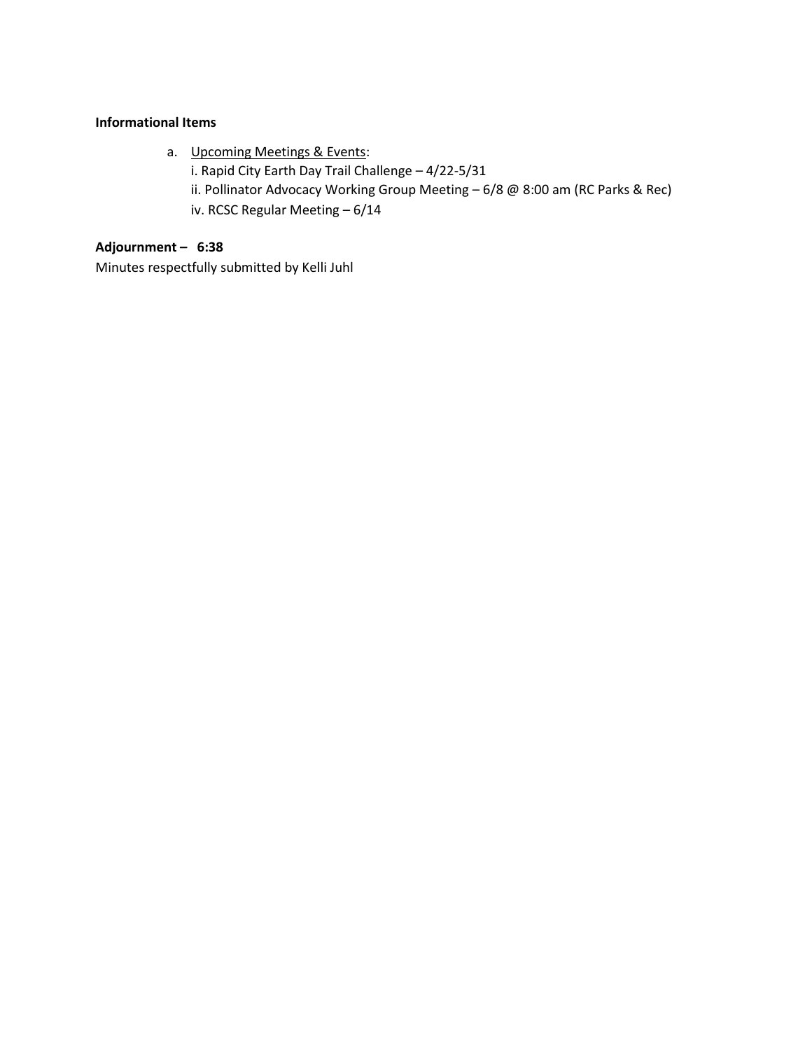**Informational Items**

a. Upcoming Meetings & Events:
   i. Rapid City Earth Day Trail Challenge – 4/22-5/31
   ii. Pollinator Advocacy Working Group Meeting – 6/8 @ 8:00 am (RC Parks & Rec)
   iv. RCSC Regular Meeting – 6/14

**Adjournment – 6:38**

Minutes respectfully submitted by Kelli Juhl